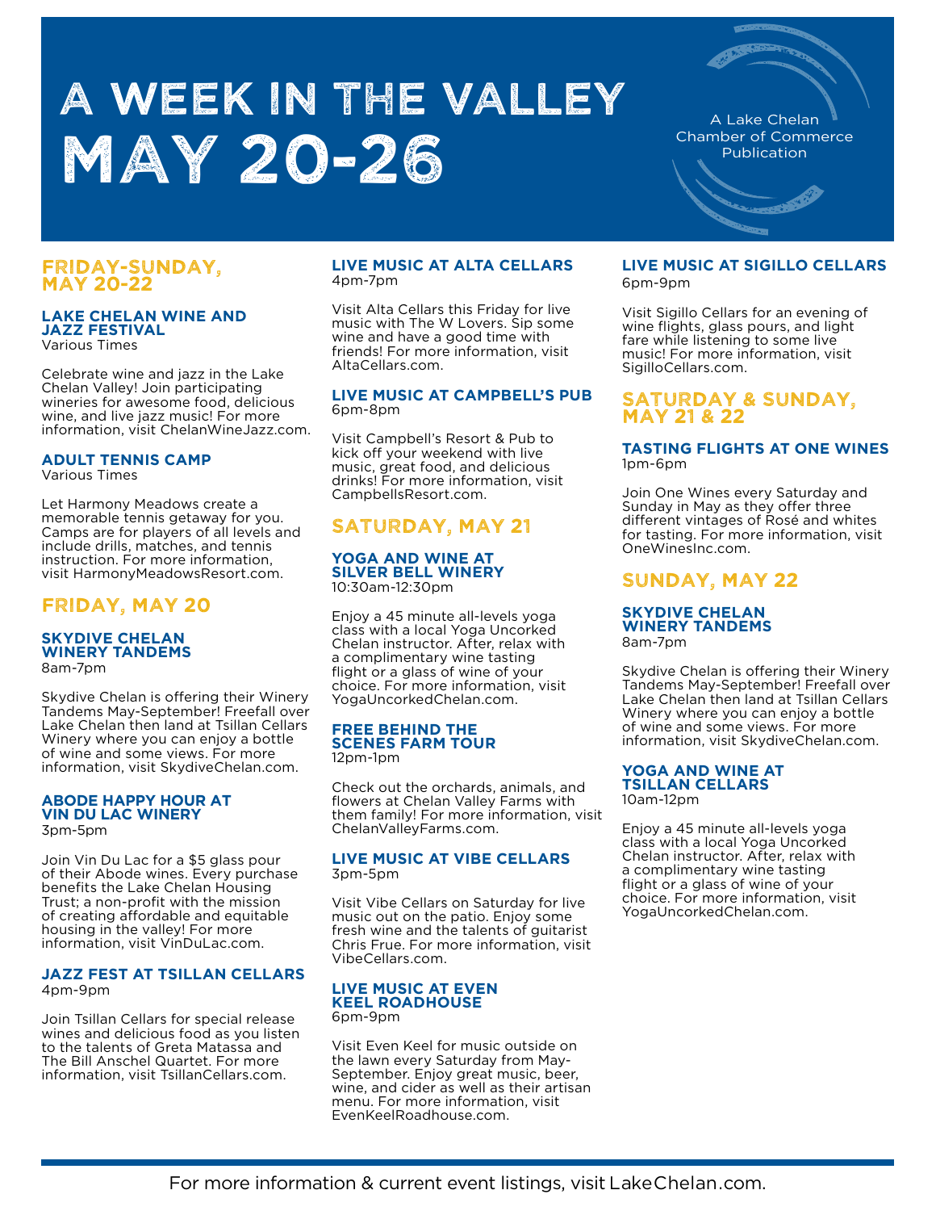# A WEEK IN THE VALLEY MAY 20-26

A Lake Chelan Chamber of Commerce Publication

## FRIDAY-SUNDAY, MAY 20-22

### LAKE CHELAN WINE AND JAZZ FESTIVAL
Various Times

Celebrate wine and jazz in the Lake Chelan Valley! Join participating wineries for awesome food, delicious wine, and live jazz music! For more information, visit ChelanWineJazz.com.

### ADULT TENNIS CAMP
Various Times

Let Harmony Meadows create a memorable tennis getaway for you. Camps are for players of all levels and include drills, matches, and tennis instruction. For more information, visit HarmonyMeadowsResort.com.

## FRIDAY, MAY 20

### SKYDIVE CHELAN WINERY TANDEMS
8am-7pm

Skydive Chelan is offering their Winery Tandems May-September! Freefall over Lake Chelan then land at Tsillan Cellars Winery where you can enjoy a bottle of wine and some views. For more information, visit SkydiveChelan.com.

### ABODE HAPPY HOUR AT VIN DU LAC WINERY
3pm-5pm

Join Vin Du Lac for a $5 glass pour of their Abode wines. Every purchase benefits the Lake Chelan Housing Trust; a non-profit with the mission of creating affordable and equitable housing in the valley! For more information, visit VinDuLac.com.

### JAZZ FEST AT TSILLAN CELLARS
4pm-9pm

Join Tsillan Cellars for special release wines and delicious food as you listen to the talents of Greta Matassa and The Bill Anschel Quartet. For more information, visit TsillanCellars.com.

### LIVE MUSIC AT ALTA CELLARS
4pm-7pm

Visit Alta Cellars this Friday for live music with The W Lovers. Sip some wine and have a good time with friends! For more information, visit AltaCellars.com.

### LIVE MUSIC AT CAMPBELL'S PUB
6pm-8pm

Visit Campbell's Resort & Pub to kick off your weekend with live music, great food, and delicious drinks! For more information, visit CampbellsResort.com.

## SATURDAY, MAY 21

### YOGA AND WINE AT SILVER BELL WINERY
10:30am-12:30pm

Enjoy a 45 minute all-levels yoga class with a local Yoga Uncorked Chelan instructor. After, relax with a complimentary wine tasting flight or a glass of wine of your choice. For more information, visit YogaUncorkedChelan.com.

### FREE BEHIND THE SCENES FARM TOUR
12pm-1pm

Check out the orchards, animals, and flowers at Chelan Valley Farms with them family! For more information, visit ChelanValleyFarms.com.

### LIVE MUSIC AT VIBE CELLARS
3pm-5pm

Visit Vibe Cellars on Saturday for live music out on the patio. Enjoy some fresh wine and the talents of guitarist Chris Frue. For more information, visit VibeCellars.com.

### LIVE MUSIC AT EVEN KEEL ROADHOUSE
6pm-9pm

Visit Even Keel for music outside on the lawn every Saturday from May-September. Enjoy great music, beer, wine, and cider as well as their artisan menu. For more information, visit EvenKeelRoadhouse.com.

### LIVE MUSIC AT SIGILLO CELLARS
6pm-9pm

Visit Sigillo Cellars for an evening of wine flights, glass pours, and light fare while listening to some live music! For more information, visit SigilloCellars.com.

## SATURDAY & SUNDAY, MAY 21 & 22

### TASTING FLIGHTS AT ONE WINES
1pm-6pm

Join One Wines every Saturday and Sunday in May as they offer three different vintages of Rosé and whites for tasting. For more information, visit OneWinesInc.com.

## SUNDAY, MAY 22

### SKYDIVE CHELAN WINERY TANDEMS
8am-7pm

Skydive Chelan is offering their Winery Tandems May-September! Freefall over Lake Chelan then land at Tsillan Cellars Winery where you can enjoy a bottle of wine and some views. For more information, visit SkydiveChelan.com.

### YOGA AND WINE AT TSILLAN CELLARS
10am-12pm

Enjoy a 45 minute all-levels yoga class with a local Yoga Uncorked Chelan instructor. After, relax with a complimentary wine tasting flight or a glass of wine of your choice. For more information, visit YogaUncorkedChelan.com.

For more information & current event listings, visit LakeChelan.com.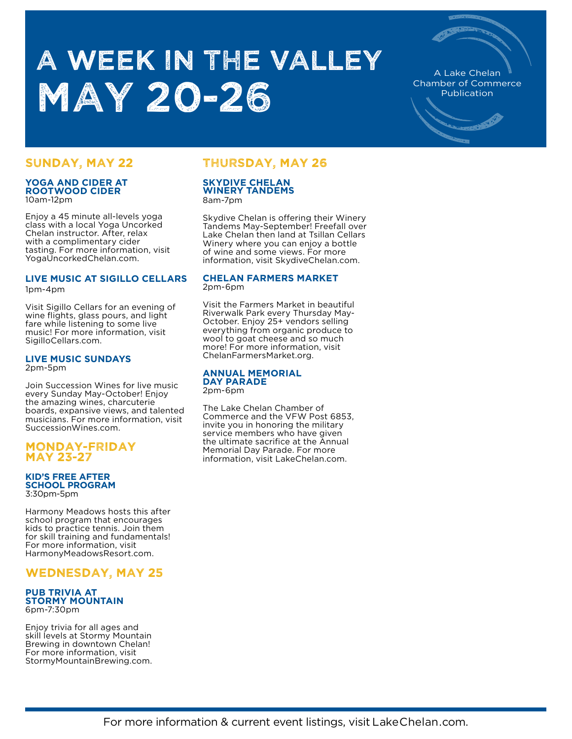# A WEEK IN THE VALLEY
# MAY 20-26

A Lake Chelan Chamber of Commerce Publication

## SUNDAY, MAY 22

### YOGA AND CIDER AT ROOTWOOD CIDER
10am-12pm

Enjoy a 45 minute all-levels yoga class with a local Yoga Uncorked Chelan instructor. After, relax with a complimentary cider tasting. For more information, visit YogaUncorkedChelan.com.

### LIVE MUSIC AT SIGILLO CELLARS
1pm-4pm

Visit Sigillo Cellars for an evening of wine flights, glass pours, and light fare while listening to some live music! For more information, visit SigilloCellars.com.

### LIVE MUSIC SUNDAYS
2pm-5pm

Join Succession Wines for live music every Sunday May-October! Enjoy the amazing wines, charcuterie boards, expansive views, and talented musicians. For more information, visit SuccessionWines.com.

## MONDAY-FRIDAY MAY 23-27

### KID'S FREE AFTER SCHOOL PROGRAM
3:30pm-5pm

Harmony Meadows hosts this after school program that encourages kids to practice tennis. Join them for skill training and fundamentals! For more information, visit HarmonyMeadowsResort.com.

## WEDNESDAY, MAY 25

### PUB TRIVIA AT STORMY MOUNTAIN
6pm-7:30pm

Enjoy trivia for all ages and skill levels at Stormy Mountain Brewing in downtown Chelan! For more information, visit StormyMountainBrewing.com.

## THURSDAY, MAY 26

### SKYDIVE CHELAN WINERY TANDEMS
8am-7pm

Skydive Chelan is offering their Winery Tandems May-September! Freefall over Lake Chelan then land at Tsillan Cellars Winery where you can enjoy a bottle of wine and some views. For more information, visit SkydiveChelan.com.

### CHELAN FARMERS MARKET
2pm-6pm

Visit the Farmers Market in beautiful Riverwalk Park every Thursday May-October. Enjoy 25+ vendors selling everything from organic produce to wool to goat cheese and so much more! For more information, visit ChelanFarmersMarket.org.

### ANNUAL MEMORIAL DAY PARADE
2pm-6pm

The Lake Chelan Chamber of Commerce and the VFW Post 6853, invite you in honoring the military service members who have given the ultimate sacrifice at the Annual Memorial Day Parade. For more information, visit LakeChelan.com.

For more information & current event listings, visit LakeChelan.com.